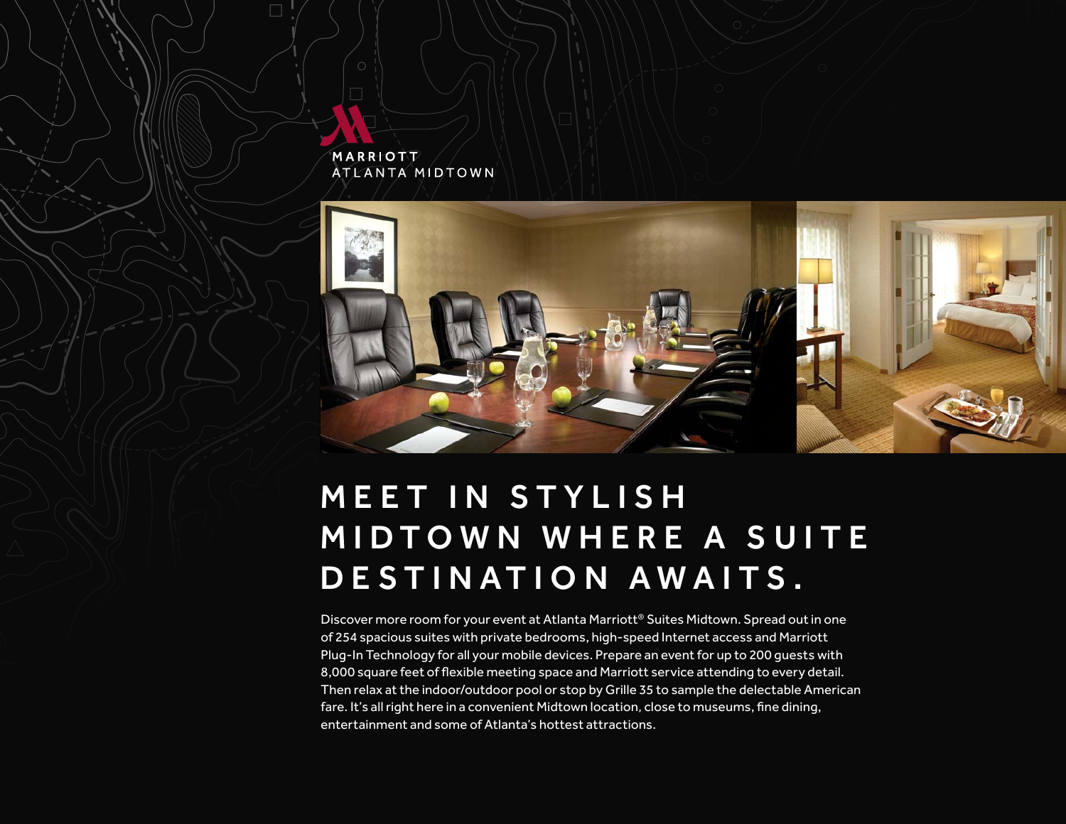MARRIOTT
ATLANTA MIDTOWN

# MEET IN STYLISH MIDTOWN WHERE A SUITE DESTINATION AWAITS.

Discover more room for your event at Atlanta Marriott® Suites Midtown. Spread out in one of 254 spacious suites with private bedrooms, high-speed Internet access and Marriott Plug-In Technology for all your mobile devices. Prepare an event for up to 200 guests with 8,000 square feet of flexible meeting space and Marriott service attending to every detail. Then relax at the indoor/outdoor pool or stop by Grille 35 to sample the delectable American fare. It's all right here in a convenient Midtown location, close to museums, fine dining, entertainment and some of Atlanta's hottest attractions.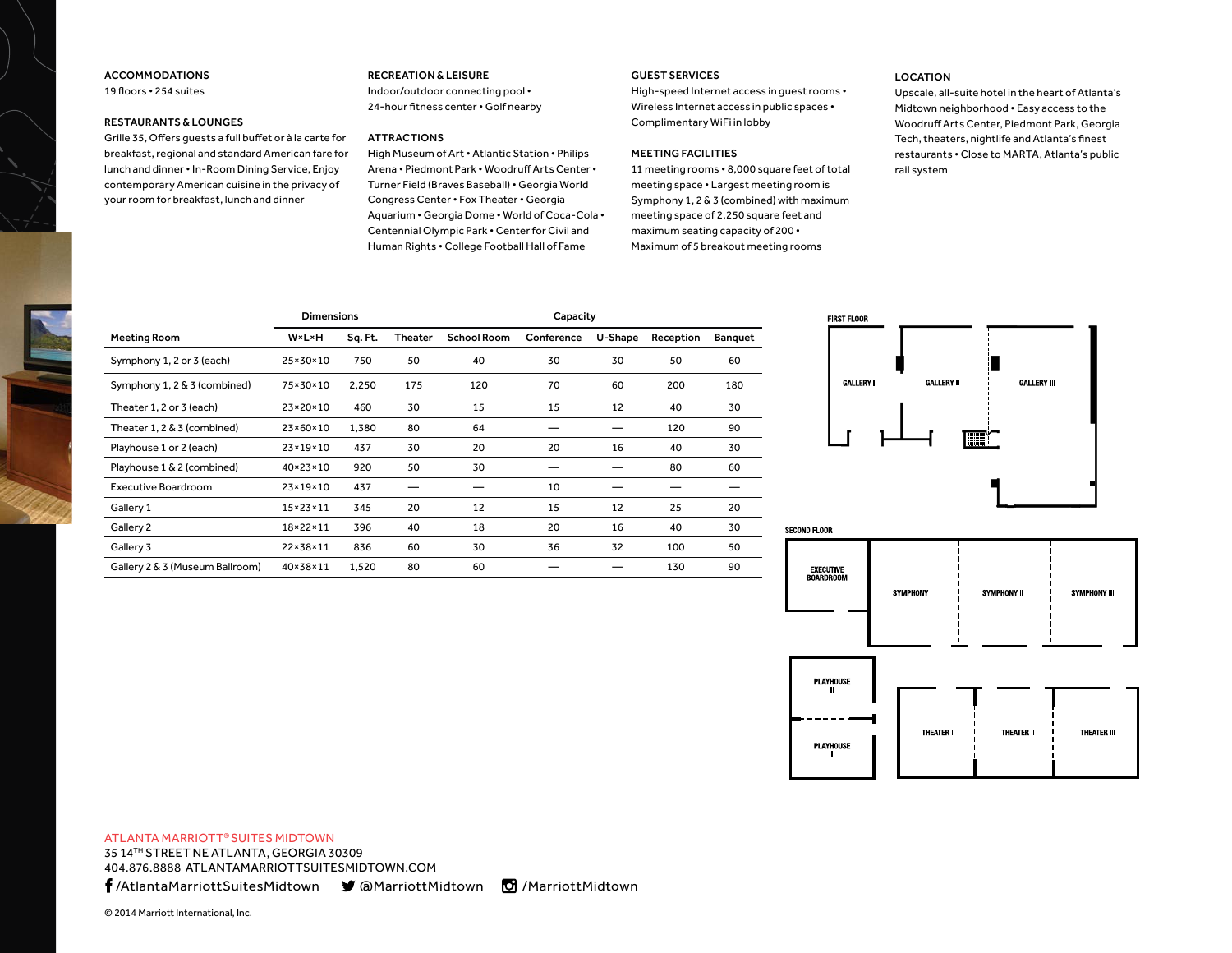### ACCOMMODATIONS

19 floors • 254 suites

### RESTAURANTS & LOUNGES

Grille 35, Offers guests a full buffet or à la carte for breakfast, regional and standard American fare for lunch and dinner • In-Room Dining Service, Enjoy contemporary American cuisine in the privacy of your room for breakfast, lunch and dinner

### RECREATION & LEISURE

Indoor/outdoor connecting pool • 24-hour fitness center • Golf nearby

### ATTRACTIONS

High Museum of Art • Atlantic Station • Philips Arena • Piedmont Park • Woodruff Arts Center • Turner Field (Braves Baseball) • Georgia World Congress Center • Fox Theater • Georgia Aquarium • Georgia Dome • World of Coca-Cola • Centennial Olympic Park • Center for Civil and Human Rights • College Football Hall of Fame

### GUEST SERVICES

High-speed Internet access in guest rooms • Wireless Internet access in public spaces • Complimentary WiFi in lobby

### MEETING FACILITIES

11 meeting rooms • 8,000 square feet of total meeting space • Largest meeting room is Symphony 1, 2 & 3 (combined) with maximum meeting space of 2,250 square feet and maximum seating capacity of 200 • Maximum of 5 breakout meeting rooms

### LOCATION

Upscale, all-suite hotel in the heart of Atlanta's Midtown neighborhood • Easy access to the Woodruff Arts Center, Piedmont Park, Georgia Tech, theaters, nightlife and Atlanta's finest restaurants • Close to MARTA, Atlanta's public rail system

| | Dimensions | | Capacity | | | | | |
|---|---|---|---|---|---|---|---|---|
| Meeting Room | W×L×H | Sq. Ft. | Theater | School Room | Conference | U-Shape | Reception | Banquet |
| Symphony 1, 2 or 3 (each) | 25×30×10 | 750 | 50 | 40 | 30 | 30 | 50 | 60 |
| Symphony 1, 2 & 3 (combined) | 75×30×10 | 2,250 | 175 | 120 | 70 | 60 | 200 | 180 |
| Theater 1, 2 or 3 (each) | 23×20×10 | 460 | 30 | 15 | 15 | 12 | 40 | 30 |
| Theater 1, 2 & 3 (combined) | 23×60×10 | 1,380 | 80 | 64 | — | — | 120 | 90 |
| Playhouse 1 or 2 (each) | 23×19×10 | 437 | 30 | 20 | 20 | 16 | 40 | 30 |
| Playhouse 1 & 2 (combined) | 40×23×10 | 920 | 50 | 30 | — | — | 80 | 60 |
| Executive Boardroom | 23×19×10 | 437 | — | — | 10 | — | — | — |
| Gallery 1 | 15×23×11 | 345 | 20 | 12 | 15 | 12 | 25 | 20 |
| Gallery 2 | 18×22×11 | 396 | 40 | 18 | 20 | 16 | 40 | 30 |
| Gallery 3 | 22×38×11 | 836 | 60 | 30 | 36 | 32 | 100 | 50 |
| Gallery 2 & 3 (Museum Ballroom) | 40×38×11 | 1,520 | 80 | 60 | — | — | 130 | 90 |

FIRST FLOOR

GALLERY I
GALLERY II
GALLERY III

SECOND FLOOR

EXECUTIVE BOARDROOM
SYMPHONY I
SYMPHONY II
SYMPHONY III
PLAYHOUSE II
PLAYHOUSE I
THEATER I
THEATER II
THEATER III

ATLANTA MARRIOTT® SUITES MIDTOWN
35 14TH STREET NE ATLANTA, GEORGIA 30309
404.876.8888 ATLANTAMARRIOTTSUITESMIDTOWN.COM
/AtlantaMarriottSuitesMidtown @MarriottMidtown /MarriottMidtown

© 2014 Marriott International, Inc.